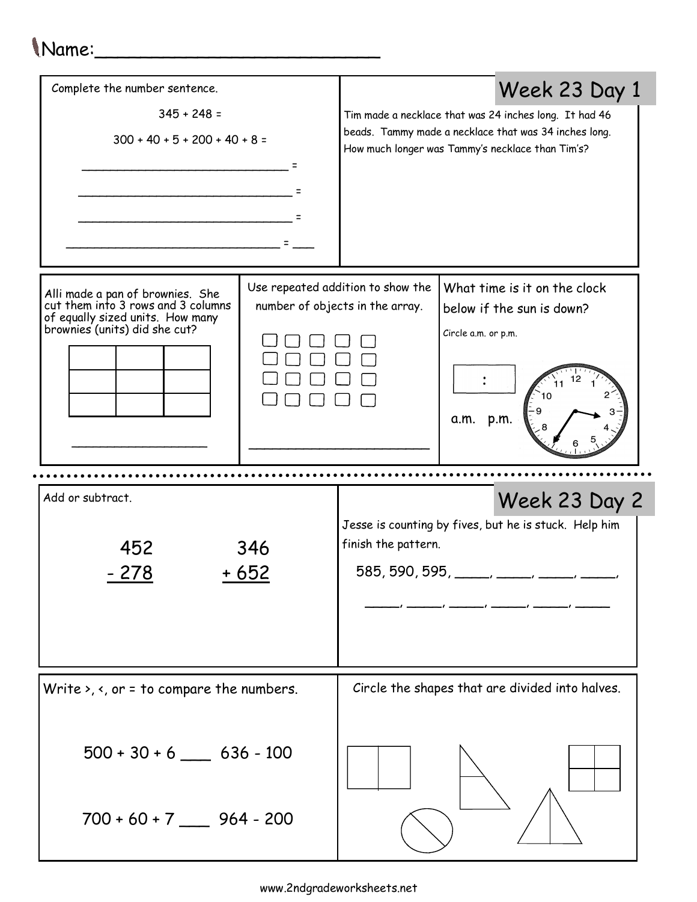Name:___________________________

## Week 23 Day 1

Complete the number sentence.

345 + 248 =

300 + 40 + 5 + 200 + 40 + 8 =

_____________________________ =

_____________________________ =

_____________________________ =

_____________________________ = ___

Tim made a necklace that was 24 inches long. It had 46 beads. Tammy made a necklace that was 34 inches long. How much longer was Tammy's necklace than Tim's?

Alli made a pan of brownies. She cut them into 3 rows and 3 columns of equally sized units. How many brownies (units) did she cut?

__________________

Use repeated addition to show the number of objects in the array.

________________________

What time is it on the clock below if the sun is down?

Circle a.m. or p.m.

[ : ]

a.m. p.m.

## Week 23 Day 2

Add or subtract.

```
  452      346
- 278    + 652
```

Jesse is counting by fives, but he is stuck. Help him finish the pattern.

585, 590, 595, _____, _____, _____, _____,

_____, _____, _____, _____, _____, _____

Write >, <, or = to compare the numbers.

500 + 30 + 6 ___ 636 - 100

700 + 60 + 7 ___ 964 - 200

Circle the shapes that are divided into halves.

www.2ndgradeworksheets.net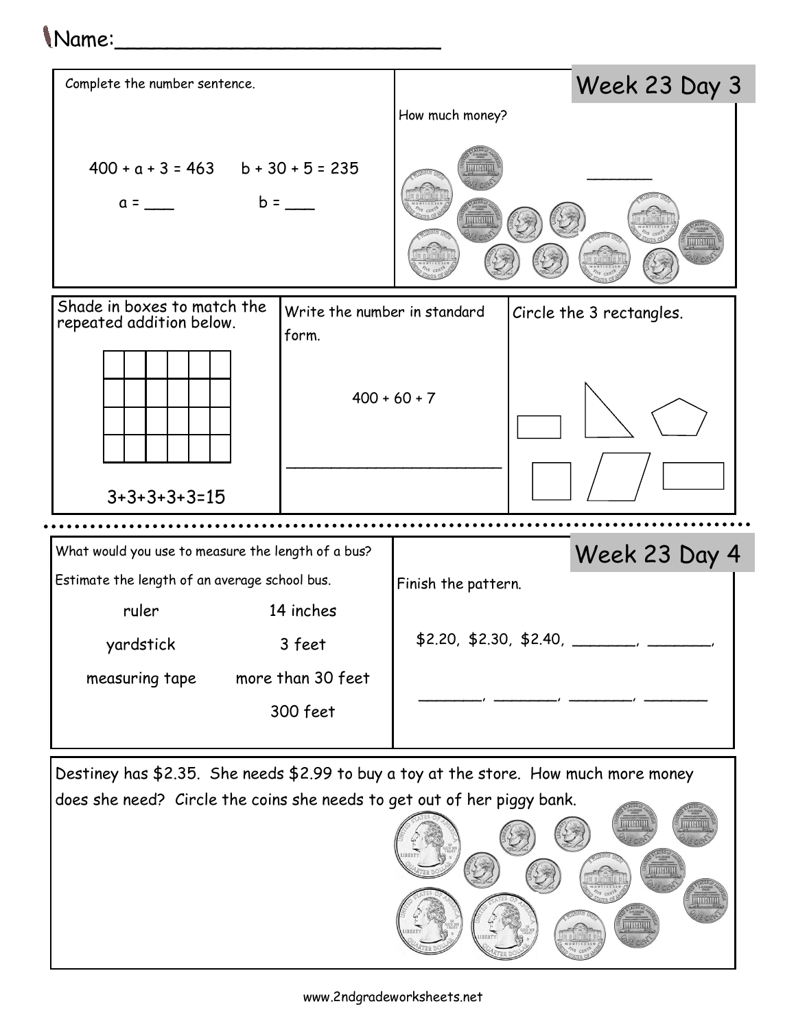Name:___________________________

## Week 23 Day 3

Complete the number sentence.

400 + a + 3 = 463    b + 30 + 5 = 235

a = ___    b = ___

How much money?

_______

Shade in boxes to match the repeated addition below.

3+3+3+3+3=15

Write the number in standard form.

400 + 60 + 7

________________________

Circle the 3 rectangles.

## Week 23 Day 4

What would you use to measure the length of a bus?

Estimate the length of an average school bus.

| | |
|---|---|
| ruler | 14 inches |
| yardstick | 3 feet |
| measuring tape | more than 30 feet |
| | 300 feet |

Finish the pattern.

\$2.20, \$2.30, \$2.40, _______, _______,

_______, _______, _______, _______

Destiney has \$2.35. She needs \$2.99 to buy a toy at the store. How much more money does she need? Circle the coins she needs to get out of her piggy bank.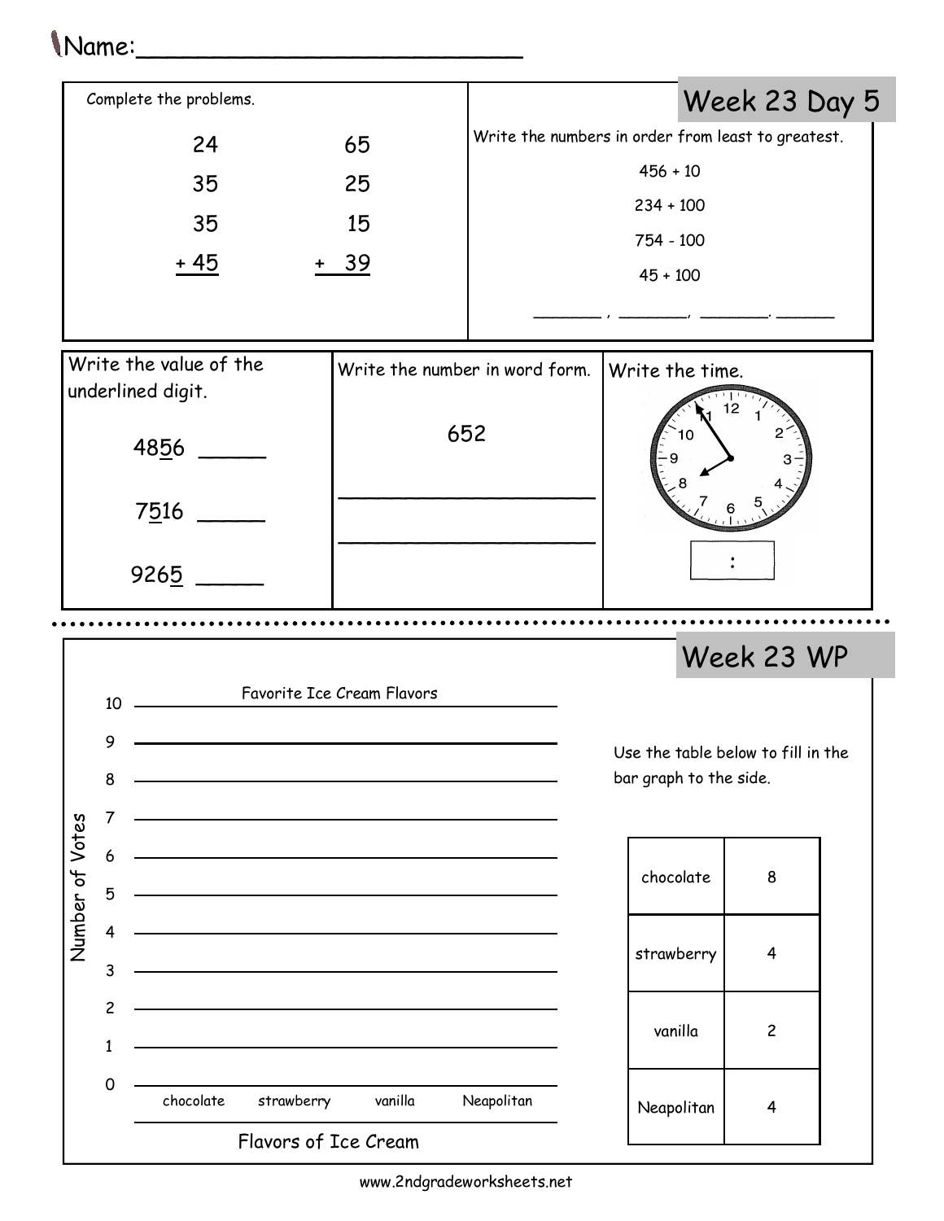Name:_________________________

## Week 23 Day 5

Complete the problems.

```
  24      65
  35      25
  35      15
+ 45    + 39
```

Write the numbers in order from least to greatest.

456 + 10

234 + 100

754 - 100

45 + 100

________ , ________, ________. ________

Write the value of the underlined digit.

48<u>5</u>6 _____

7<u>5</u>16 _____

926<u>5</u> _____

Write the number in word form.

652

______________________

______________________

Write the time.

12 1 2 3 4 5 6 7 8 9 10 11

:

## Week 23 WP

Favorite Ice Cream Flavors

Number of Votes

10
9
8
7
6
5
4
3
2
1
0

chocolate strawberry vanilla Neapolitan

Flavors of Ice Cream

Use the table below to fill in the bar graph to the side.

| | |
|---|---|
| chocolate | 8 |
| strawberry | 4 |
| vanilla | 2 |
| Neapolitan | 4 |

www.2ndgradeworksheets.net